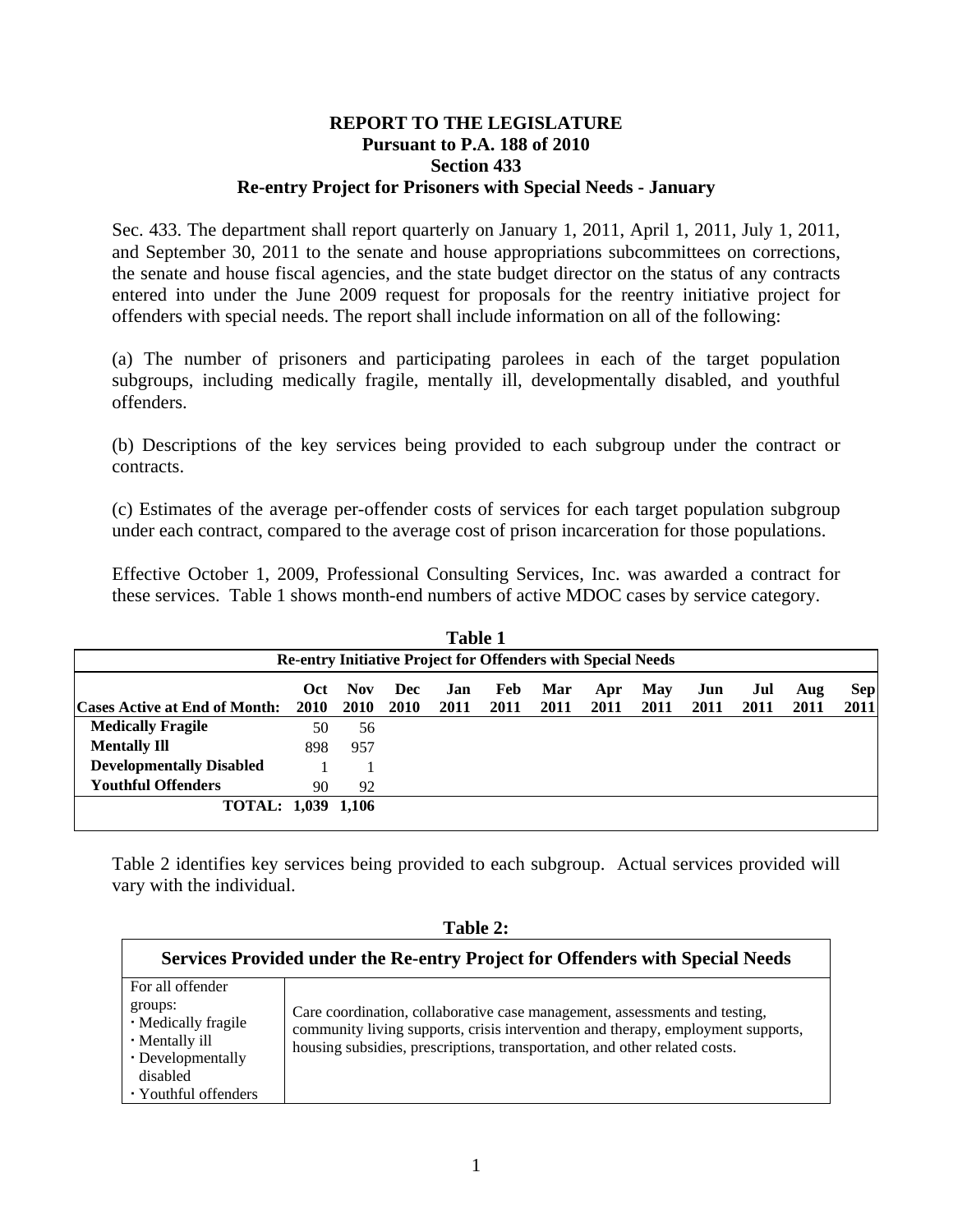**REPORT TO THE LEGISLATURE**
**Pursuant to P.A. 188 of 2010**
**Section 433**
**Re-entry Project for Prisoners with Special Needs - January**

Sec. 433. The department shall report quarterly on January 1, 2011, April 1, 2011, July 1, 2011, and September 30, 2011 to the senate and house appropriations subcommittees on corrections, the senate and house fiscal agencies, and the state budget director on the status of any contracts entered into under the June 2009 request for proposals for the reentry initiative project for offenders with special needs. The report shall include information on all of the following:

(a) The number of prisoners and participating parolees in each of the target population subgroups, including medically fragile, mentally ill, developmentally disabled, and youthful offenders.

(b) Descriptions of the key services being provided to each subgroup under the contract or contracts.

(c) Estimates of the average per-offender costs of services for each target population subgroup under each contract, compared to the average cost of prison incarceration for those populations.

Effective October 1, 2009, Professional Consulting Services, Inc. was awarded a contract for these services. Table 1 shows month-end numbers of active MDOC cases by service category.

**Table 1**

**Re-entry Initiative Project for Offenders with Special Needs**

| Cases Active at End of Month: | Oct 2010 | Nov 2010 | Dec 2010 | Jan 2011 | Feb 2011 | Mar 2011 | Apr 2011 | May 2011 | Jun 2011 | Jul 2011 | Aug 2011 | Sep 2011 |
|---|---|---|---|---|---|---|---|---|---|---|---|---|
| **Medically Fragile** | 50 | 56 | | | | | | | | | | |
| **Mentally Ill** | 898 | 957 | | | | | | | | | | |
| **Developmentally Disabled** | 1 | 1 | | | | | | | | | | |
| **Youthful Offenders** | 90 | 92 | | | | | | | | | | |
| **TOTAL:** | **1,039** | **1,106** | | | | | | | | | | |

Table 2 identifies key services being provided to each subgroup. Actual services provided will vary with the individual.

**Table 2:**

| **Services Provided under the Re-entry Project for Offenders with Special Needs** | |
|---|---|
| For all offender groups:<br>· Medically fragile<br>· Mentally ill<br>· Developmentally disabled<br>· Youthful offenders | Care coordination, collaborative case management, assessments and testing, community living supports, crisis intervention and therapy, employment supports, housing subsidies, prescriptions, transportation, and other related costs. |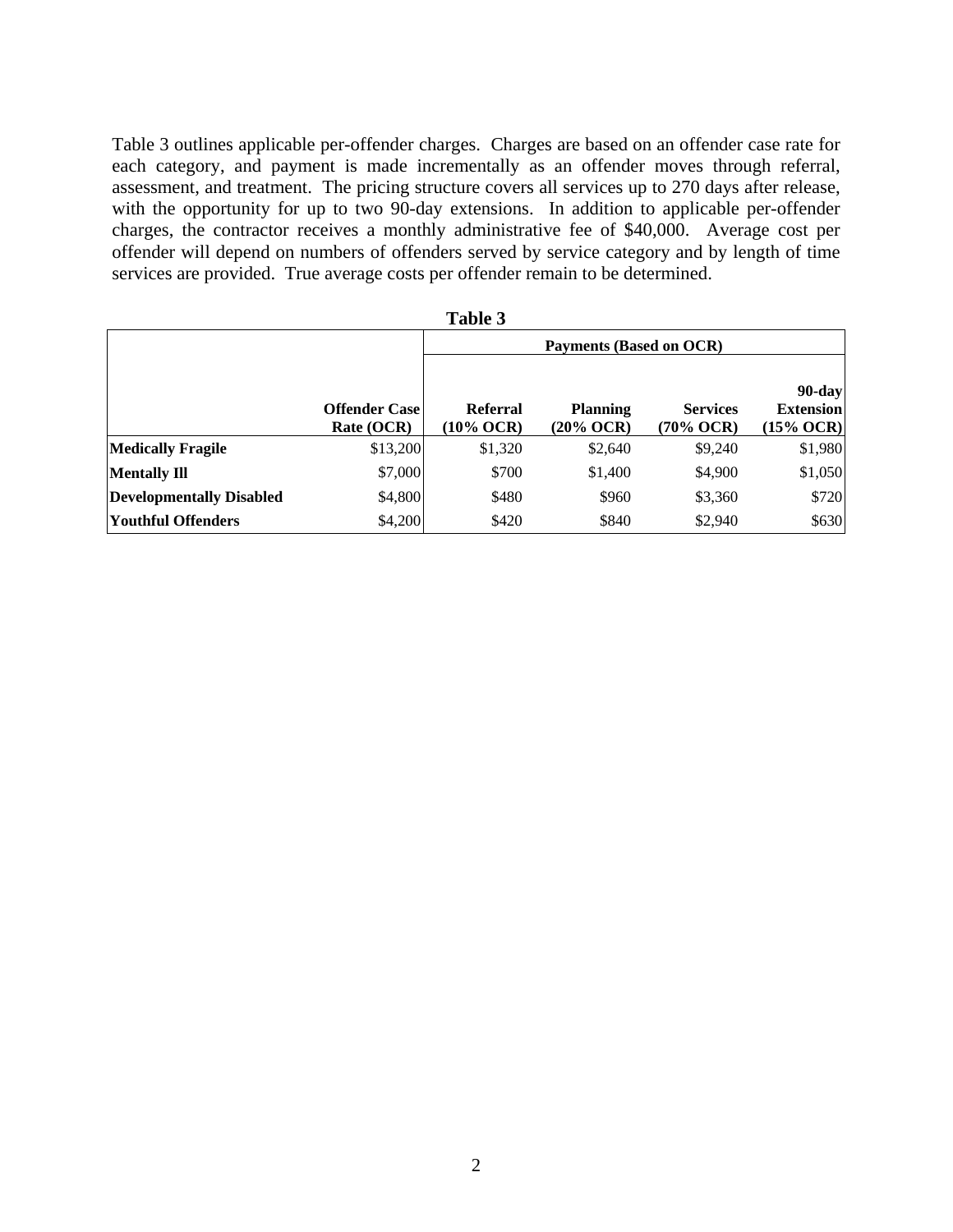Table 3 outlines applicable per-offender charges. Charges are based on an offender case rate for each category, and payment is made incrementally as an offender moves through referral, assessment, and treatment. The pricing structure covers all services up to 270 days after release, with the opportunity for up to two 90-day extensions. In addition to applicable per-offender charges, the contractor receives a monthly administrative fee of $40,000. Average cost per offender will depend on numbers of offenders served by service category and by length of time services are provided. True average costs per offender remain to be determined.

**Table 3**

| | | Payments (Based on OCR) | | | |
|---|---|---|---|---|---|
| | **Offender Case Rate (OCR)** | **Referral (10% OCR)** | **Planning (20% OCR)** | **Services (70% OCR)** | **90-day Extension (15% OCR)** |
| **Medically Fragile** | $13,200 | $1,320 | $2,640 | $9,240 | $1,980 |
| **Mentally Ill** | $7,000 | $700 | $1,400 | $4,900 | $1,050 |
| **Developmentally Disabled** | $4,800 | $480 | $960 | $3,360 | $720 |
| **Youthful Offenders** | $4,200 | $420 | $840 | $2,940 | $630 |